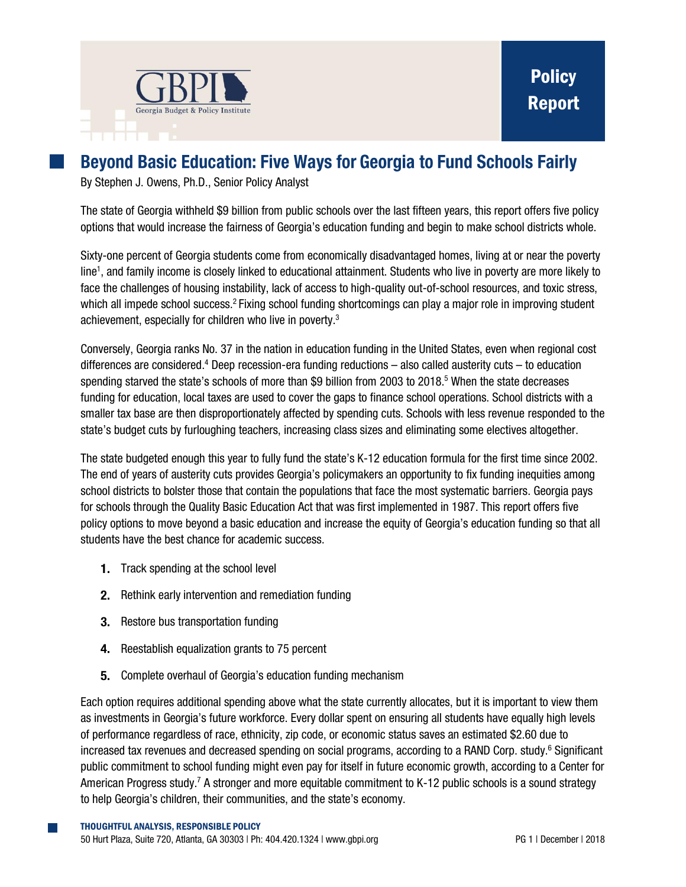GBPI Georgia Budget & Policy Institute

**Policy Report**

# Beyond Basic Education: Five Ways for Georgia to Fund Schools Fairly

By Stephen J. Owens, Ph.D., Senior Policy Analyst

The state of Georgia withheld $9 billion from public schools over the last fifteen years, this report offers five policy options that would increase the fairness of Georgia's education funding and begin to make school districts whole.

Sixty-one percent of Georgia students come from economically disadvantaged homes, living at or near the poverty line[1], and family income is closely linked to educational attainment. Students who live in poverty are more likely to face the challenges of housing instability, lack of access to high-quality out-of-school resources, and toxic stress, which all impede school success.[2] Fixing school funding shortcomings can play a major role in improving student achievement, especially for children who live in poverty.[3]

Conversely, Georgia ranks No. 37 in the nation in education funding in the United States, even when regional cost differences are considered.[4] Deep recession-era funding reductions – also called austerity cuts – to education spending starved the state's schools of more than $9 billion from 2003 to 2018.[5] When the state decreases funding for education, local taxes are used to cover the gaps to finance school operations. School districts with a smaller tax base are then disproportionately affected by spending cuts. Schools with less revenue responded to the state's budget cuts by furloughing teachers, increasing class sizes and eliminating some electives altogether.

The state budgeted enough this year to fully fund the state's K-12 education formula for the first time since 2002. The end of years of austerity cuts provides Georgia's policymakers an opportunity to fix funding inequities among school districts to bolster those that contain the populations that face the most systematic barriers. Georgia pays for schools through the Quality Basic Education Act that was first implemented in 1987. This report offers five policy options to move beyond a basic education and increase the equity of Georgia's education funding so that all students have the best chance for academic success.

1. Track spending at the school level
2. Rethink early intervention and remediation funding
3. Restore bus transportation funding
4. Reestablish equalization grants to 75 percent
5. Complete overhaul of Georgia's education funding mechanism

Each option requires additional spending above what the state currently allocates, but it is important to view them as investments in Georgia's future workforce. Every dollar spent on ensuring all students have equally high levels of performance regardless of race, ethnicity, zip code, or economic status saves an estimated $2.60 due to increased tax revenues and decreased spending on social programs, according to a RAND Corp. study.[6] Significant public commitment to school funding might even pay for itself in future economic growth, according to a Center for American Progress study.[7] A stronger and more equitable commitment to K-12 public schools is a sound strategy to help Georgia's children, their communities, and the state's economy.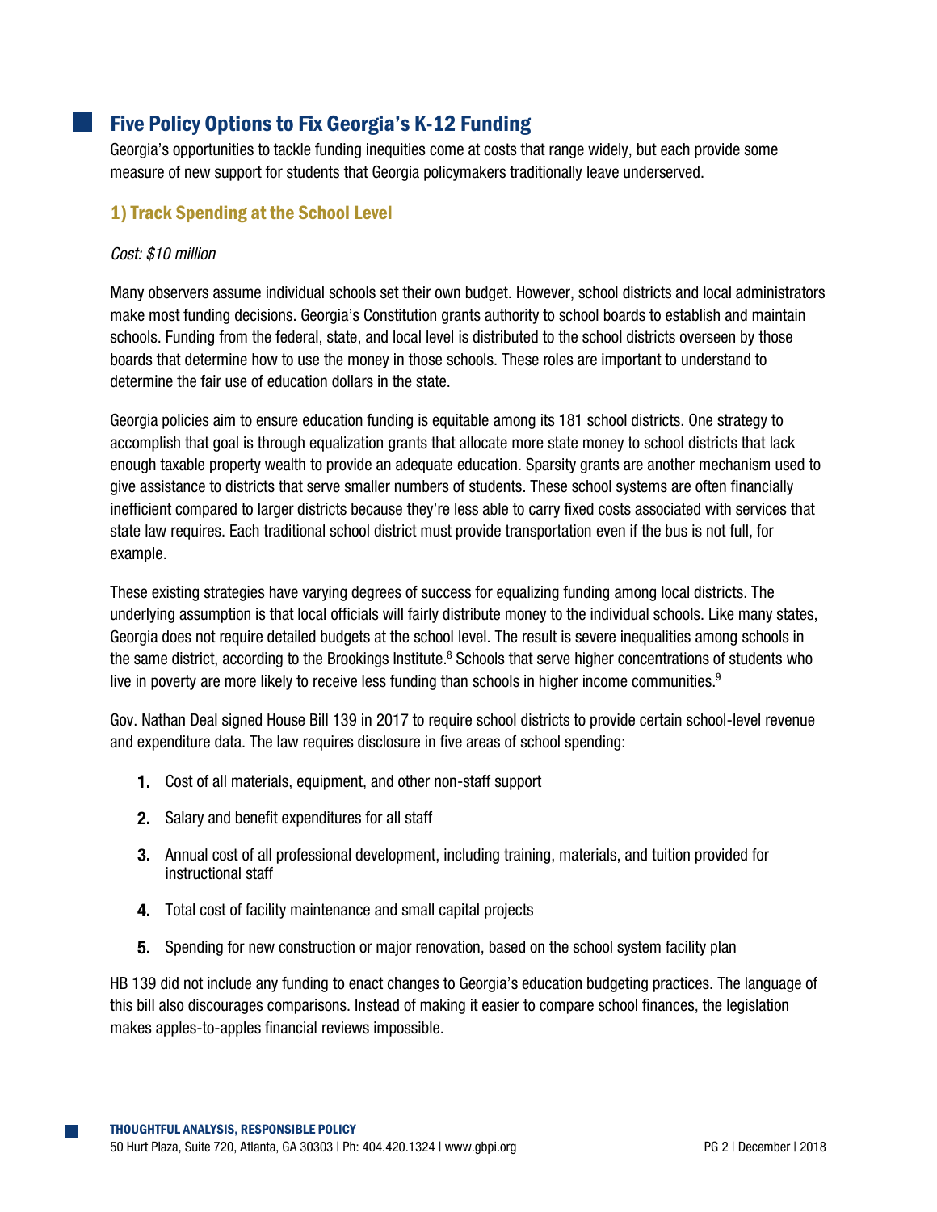## Five Policy Options to Fix Georgia's K-12 Funding

Georgia's opportunities to tackle funding inequities come at costs that range widely, but each provide some measure of new support for students that Georgia policymakers traditionally leave underserved.

### 1) Track Spending at the School Level

*Cost: $10 million*

Many observers assume individual schools set their own budget. However, school districts and local administrators make most funding decisions. Georgia's Constitution grants authority to school boards to establish and maintain schools. Funding from the federal, state, and local level is distributed to the school districts overseen by those boards that determine how to use the money in those schools. These roles are important to understand to determine the fair use of education dollars in the state.

Georgia policies aim to ensure education funding is equitable among its 181 school districts. One strategy to accomplish that goal is through equalization grants that allocate more state money to school districts that lack enough taxable property wealth to provide an adequate education. Sparsity grants are another mechanism used to give assistance to districts that serve smaller numbers of students. These school systems are often financially inefficient compared to larger districts because they're less able to carry fixed costs associated with services that state law requires. Each traditional school district must provide transportation even if the bus is not full, for example.

These existing strategies have varying degrees of success for equalizing funding among local districts. The underlying assumption is that local officials will fairly distribute money to the individual schools. Like many states, Georgia does not require detailed budgets at the school level. The result is severe inequalities among schools in the same district, according to the Brookings Institute.[8] Schools that serve higher concentrations of students who live in poverty are more likely to receive less funding than schools in higher income communities.[9]

Gov. Nathan Deal signed House Bill 139 in 2017 to require school districts to provide certain school-level revenue and expenditure data. The law requires disclosure in five areas of school spending:

1. Cost of all materials, equipment, and other non-staff support
2. Salary and benefit expenditures for all staff
3. Annual cost of all professional development, including training, materials, and tuition provided for instructional staff
4. Total cost of facility maintenance and small capital projects
5. Spending for new construction or major renovation, based on the school system facility plan

HB 139 did not include any funding to enact changes to Georgia's education budgeting practices. The language of this bill also discourages comparisons. Instead of making it easier to compare school finances, the legislation makes apples-to-apples financial reviews impossible.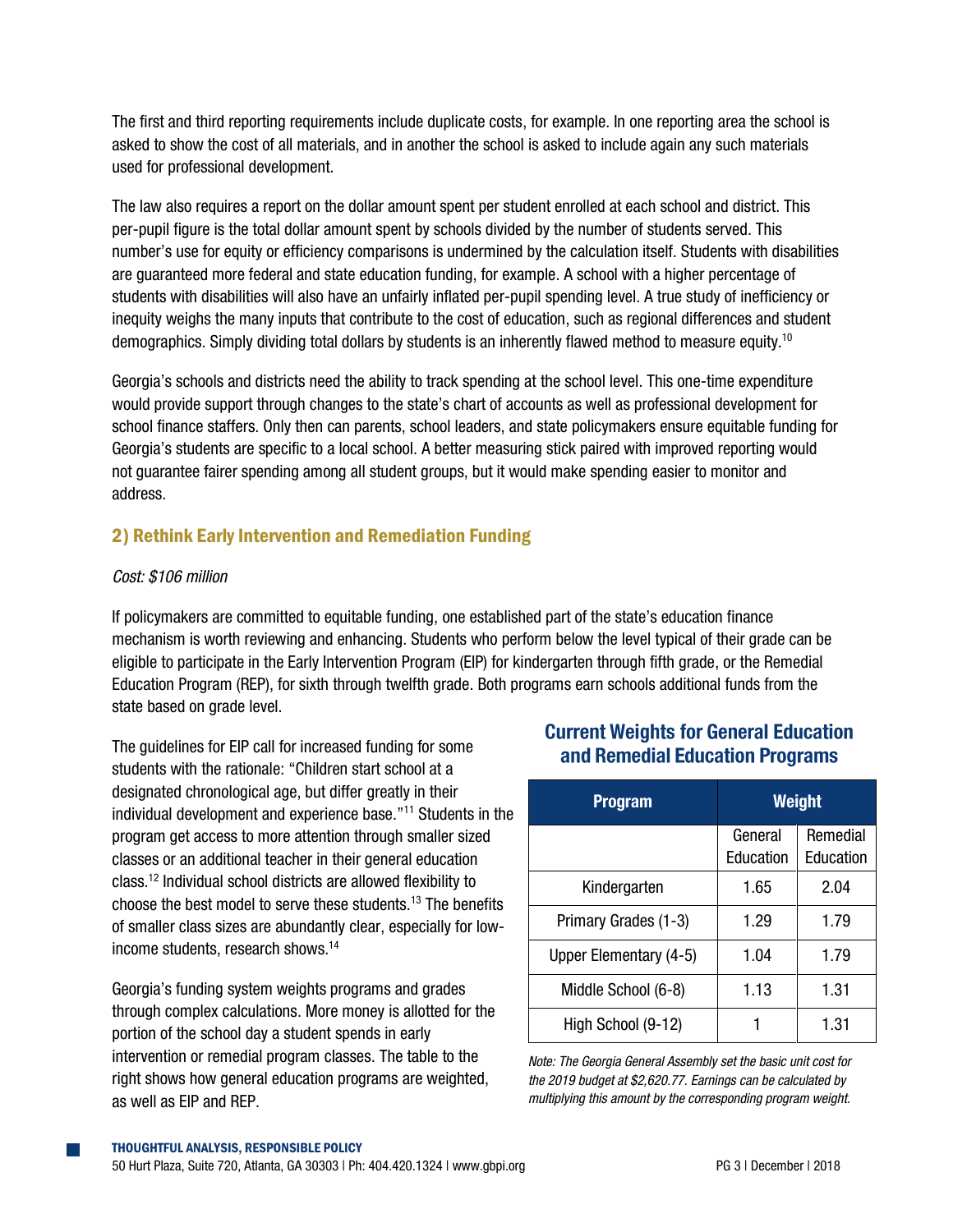The first and third reporting requirements include duplicate costs, for example. In one reporting area the school is asked to show the cost of all materials, and in another the school is asked to include again any such materials used for professional development.

The law also requires a report on the dollar amount spent per student enrolled at each school and district. This per-pupil figure is the total dollar amount spent by schools divided by the number of students served. This number's use for equity or efficiency comparisons is undermined by the calculation itself. Students with disabilities are guaranteed more federal and state education funding, for example. A school with a higher percentage of students with disabilities will also have an unfairly inflated per-pupil spending level. A true study of inefficiency or inequity weighs the many inputs that contribute to the cost of education, such as regional differences and student demographics. Simply dividing total dollars by students is an inherently flawed method to measure equity.[10]

Georgia's schools and districts need the ability to track spending at the school level. This one-time expenditure would provide support through changes to the state's chart of accounts as well as professional development for school finance staffers. Only then can parents, school leaders, and state policymakers ensure equitable funding for Georgia's students are specific to a local school. A better measuring stick paired with improved reporting would not guarantee fairer spending among all student groups, but it would make spending easier to monitor and address.

## 2) Rethink Early Intervention and Remediation Funding

*Cost: $106 million*

If policymakers are committed to equitable funding, one established part of the state's education finance mechanism is worth reviewing and enhancing. Students who perform below the level typical of their grade can be eligible to participate in the Early Intervention Program (EIP) for kindergarten through fifth grade, or the Remedial Education Program (REP), for sixth through twelfth grade. Both programs earn schools additional funds from the state based on grade level.

The guidelines for EIP call for increased funding for some students with the rationale: "Children start school at a designated chronological age, but differ greatly in their individual development and experience base."[11] Students in the program get access to more attention through smaller sized classes or an additional teacher in their general education class.[12] Individual school districts are allowed flexibility to choose the best model to serve these students.[13] The benefits of smaller class sizes are abundantly clear, especially for low-income students, research shows.[14]

Georgia's funding system weights programs and grades through complex calculations. More money is allotted for the portion of the school day a student spends in early intervention or remedial program classes. The table to the right shows how general education programs are weighted, as well as EIP and REP.

### Current Weights for General Education and Remedial Education Programs

| Program | Weight | |
|---|---|---|
| | General Education | Remedial Education |
| Kindergarten | 1.65 | 2.04 |
| Primary Grades (1-3) | 1.29 | 1.79 |
| Upper Elementary (4-5) | 1.04 | 1.79 |
| Middle School (6-8) | 1.13 | 1.31 |
| High School (9-12) | 1 | 1.31 |

*Note: The Georgia General Assembly set the basic unit cost for the 2019 budget at $2,620.77. Earnings can be calculated by multiplying this amount by the corresponding program weight.*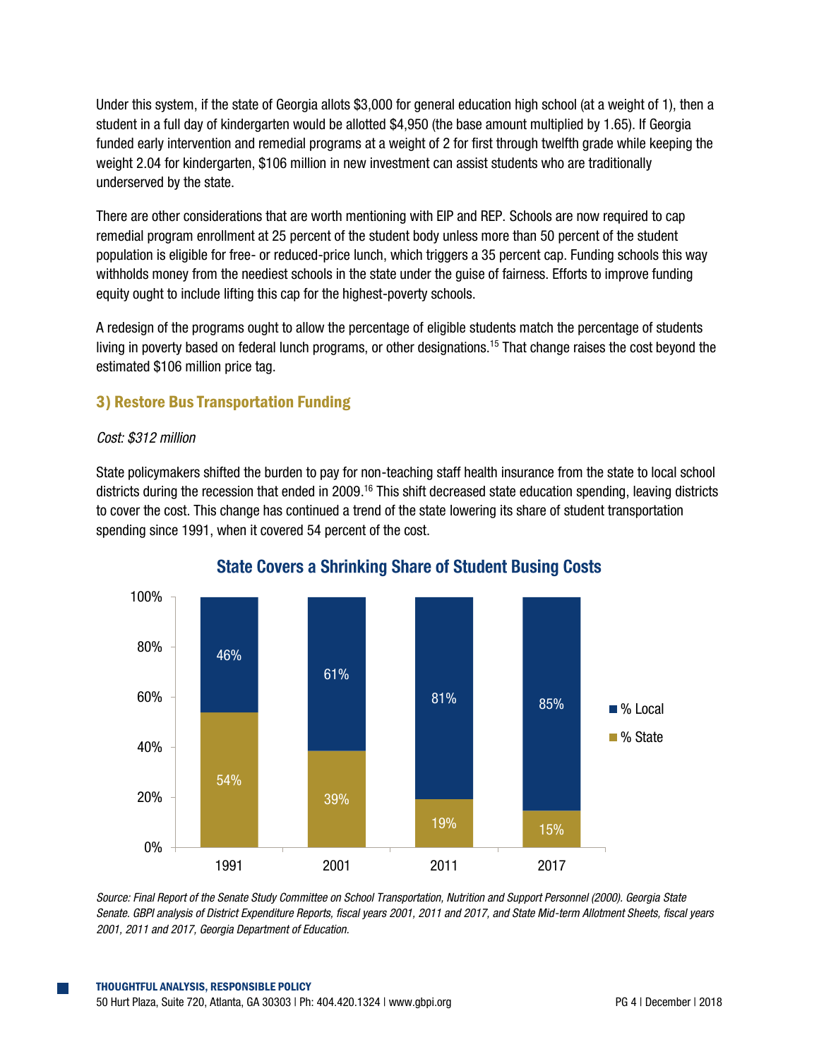Under this system, if the state of Georgia allots $3,000 for general education high school (at a weight of 1), then a student in a full day of kindergarten would be allotted $4,950 (the base amount multiplied by 1.65). If Georgia funded early intervention and remedial programs at a weight of 2 for first through twelfth grade while keeping the weight 2.04 for kindergarten, $106 million in new investment can assist students who are traditionally underserved by the state.

There are other considerations that are worth mentioning with EIP and REP. Schools are now required to cap remedial program enrollment at 25 percent of the student body unless more than 50 percent of the student population is eligible for free- or reduced-price lunch, which triggers a 35 percent cap. Funding schools this way withholds money from the neediest schools in the state under the guise of fairness. Efforts to improve funding equity ought to include lifting this cap for the highest-poverty schools.

A redesign of the programs ought to allow the percentage of eligible students match the percentage of students living in poverty based on federal lunch programs, or other designations.[15] That change raises the cost beyond the estimated $106 million price tag.

### 3) Restore Bus Transportation Funding

*Cost: $312 million*

State policymakers shifted the burden to pay for non-teaching staff health insurance from the state to local school districts during the recession that ended in 2009.[16] This shift decreased state education spending, leaving districts to cover the cost. This change has continued a trend of the state lowering its share of student transportation spending since 1991, when it covered 54 percent of the cost.

**State Covers a Shrinking Share of Student Busing Costs**

| Year | % Local | % State |
|---|---|---|
| 1991 | 46% | 54% |
| 2001 | 61% | 39% |
| 2011 | 81% | 19% |
| 2017 | 85% | 15% |

*Source: Final Report of the Senate Study Committee on School Transportation, Nutrition and Support Personnel (2000). Georgia State Senate. GBPI analysis of District Expenditure Reports, fiscal years 2001, 2011 and 2017, and State Mid-term Allotment Sheets, fiscal years 2001, 2011 and 2017, Georgia Department of Education.*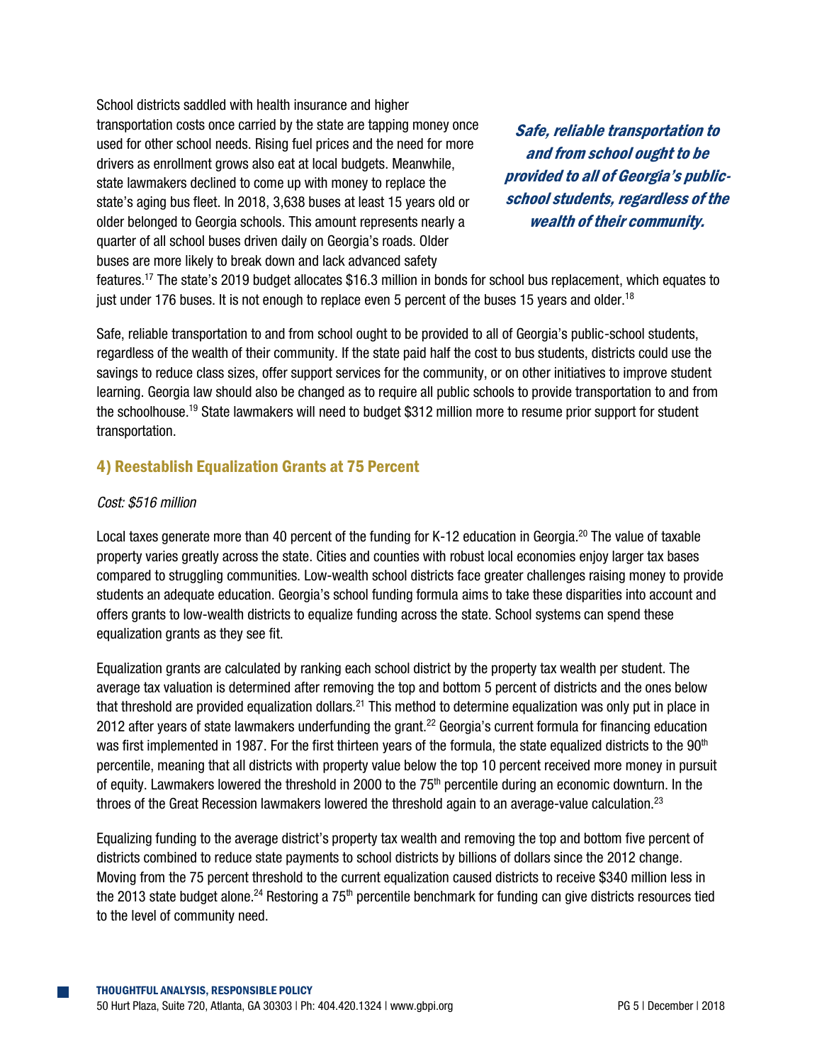School districts saddled with health insurance and higher transportation costs once carried by the state are tapping money once used for other school needs. Rising fuel prices and the need for more drivers as enrollment grows also eat at local budgets. Meanwhile, state lawmakers declined to come up with money to replace the state's aging bus fleet. In 2018, 3,638 buses at least 15 years old or older belonged to Georgia schools. This amount represents nearly a quarter of all school buses driven daily on Georgia's roads. Older buses are more likely to break down and lack advanced safety features.[17] The state's 2019 budget allocates $16.3 million in bonds for school bus replacement, which equates to just under 176 buses. It is not enough to replace even 5 percent of the buses 15 years and older.[18]

> ***Safe, reliable transportation to and from school ought to be provided to all of Georgia's public-school students, regardless of the wealth of their community.***

Safe, reliable transportation to and from school ought to be provided to all of Georgia's public-school students, regardless of the wealth of their community. If the state paid half the cost to bus students, districts could use the savings to reduce class sizes, offer support services for the community, or on other initiatives to improve student learning. Georgia law should also be changed as to require all public schools to provide transportation to and from the schoolhouse.[19] State lawmakers will need to budget $312 million more to resume prior support for student transportation.

## 4) Reestablish Equalization Grants at 75 Percent

*Cost: $516 million*

Local taxes generate more than 40 percent of the funding for K-12 education in Georgia.[20] The value of taxable property varies greatly across the state. Cities and counties with robust local economies enjoy larger tax bases compared to struggling communities. Low-wealth school districts face greater challenges raising money to provide students an adequate education. Georgia's school funding formula aims to take these disparities into account and offers grants to low-wealth districts to equalize funding across the state. School systems can spend these equalization grants as they see fit.

Equalization grants are calculated by ranking each school district by the property tax wealth per student. The average tax valuation is determined after removing the top and bottom 5 percent of districts and the ones below that threshold are provided equalization dollars.[21] This method to determine equalization was only put in place in 2012 after years of state lawmakers underfunding the grant.[22] Georgia's current formula for financing education was first implemented in 1987. For the first thirteen years of the formula, the state equalized districts to the 90th percentile, meaning that all districts with property value below the top 10 percent received more money in pursuit of equity. Lawmakers lowered the threshold in 2000 to the 75th percentile during an economic downturn. In the throes of the Great Recession lawmakers lowered the threshold again to an average-value calculation.[23]

Equalizing funding to the average district's property tax wealth and removing the top and bottom five percent of districts combined to reduce state payments to school districts by billions of dollars since the 2012 change. Moving from the 75 percent threshold to the current equalization caused districts to receive $340 million less in the 2013 state budget alone.[24] Restoring a 75th percentile benchmark for funding can give districts resources tied to the level of community need.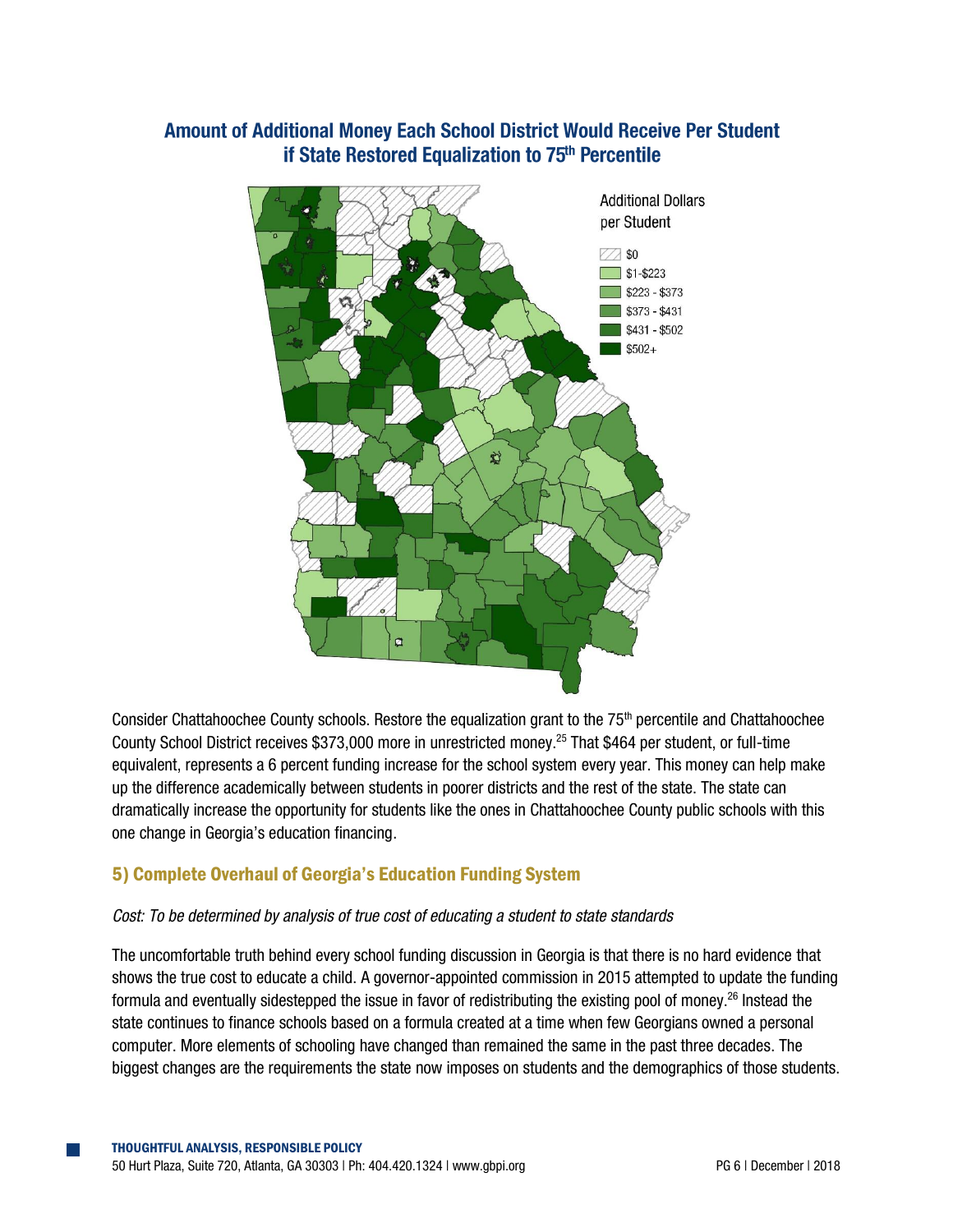## Amount of Additional Money Each School District Would Receive Per Student if State Restored Equalization to 75th Percentile

Additional Dollars per Student

- $0
- $1-$223
- $223 - $373
- $373 - $431
- $431 - $502
- $502+

Consider Chattahoochee County schools. Restore the equalization grant to the 75th percentile and Chattahoochee County School District receives $373,000 more in unrestricted money.[25] That $464 per student, or full-time equivalent, represents a 6 percent funding increase for the school system every year. This money can help make up the difference academically between students in poorer districts and the rest of the state. The state can dramatically increase the opportunity for students like the ones in Chattahoochee County public schools with this one change in Georgia's education financing.

### 5) Complete Overhaul of Georgia's Education Funding System

*Cost: To be determined by analysis of true cost of educating a student to state standards*

The uncomfortable truth behind every school funding discussion in Georgia is that there is no hard evidence that shows the true cost to educate a child. A governor-appointed commission in 2015 attempted to update the funding formula and eventually sidestepped the issue in favor of redistributing the existing pool of money.[26] Instead the state continues to finance schools based on a formula created at a time when few Georgians owned a personal computer. More elements of schooling have changed than remained the same in the past three decades. The biggest changes are the requirements the state now imposes on students and the demographics of those students.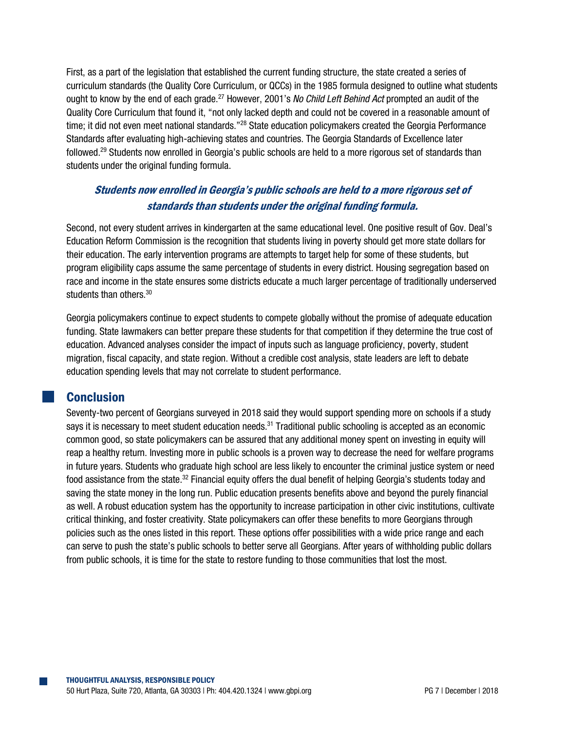First, as a part of the legislation that established the current funding structure, the state created a series of curriculum standards (the Quality Core Curriculum, or QCCs) in the 1985 formula designed to outline what students ought to know by the end of each grade.[27] However, 2001's *No Child Left Behind Act* prompted an audit of the Quality Core Curriculum that found it, "not only lacked depth and could not be covered in a reasonable amount of time; it did not even meet national standards."[28] State education policymakers created the Georgia Performance Standards after evaluating high-achieving states and countries. The Georgia Standards of Excellence later followed.[29] Students now enrolled in Georgia's public schools are held to a more rigorous set of standards than students under the original funding formula.

***Students now enrolled in Georgia's public schools are held to a more rigorous set of standards than students under the original funding formula.***

Second, not every student arrives in kindergarten at the same educational level. One positive result of Gov. Deal's Education Reform Commission is the recognition that students living in poverty should get more state dollars for their education. The early intervention programs are attempts to target help for some of these students, but program eligibility caps assume the same percentage of students in every district. Housing segregation based on race and income in the state ensures some districts educate a much larger percentage of traditionally underserved students than others.[30]

Georgia policymakers continue to expect students to compete globally without the promise of adequate education funding. State lawmakers can better prepare these students for that competition if they determine the true cost of education. Advanced analyses consider the impact of inputs such as language proficiency, poverty, student migration, fiscal capacity, and state region. Without a credible cost analysis, state leaders are left to debate education spending levels that may not correlate to student performance.

## Conclusion

Seventy-two percent of Georgians surveyed in 2018 said they would support spending more on schools if a study says it is necessary to meet student education needs.[31] Traditional public schooling is accepted as an economic common good, so state policymakers can be assured that any additional money spent on investing in equity will reap a healthy return. Investing more in public schools is a proven way to decrease the need for welfare programs in future years. Students who graduate high school are less likely to encounter the criminal justice system or need food assistance from the state.[32] Financial equity offers the dual benefit of helping Georgia's students today and saving the state money in the long run. Public education presents benefits above and beyond the purely financial as well. A robust education system has the opportunity to increase participation in other civic institutions, cultivate critical thinking, and foster creativity. State policymakers can offer these benefits to more Georgians through policies such as the ones listed in this report. These options offer possibilities with a wide price range and each can serve to push the state's public schools to better serve all Georgians. After years of withholding public dollars from public schools, it is time for the state to restore funding to those communities that lost the most.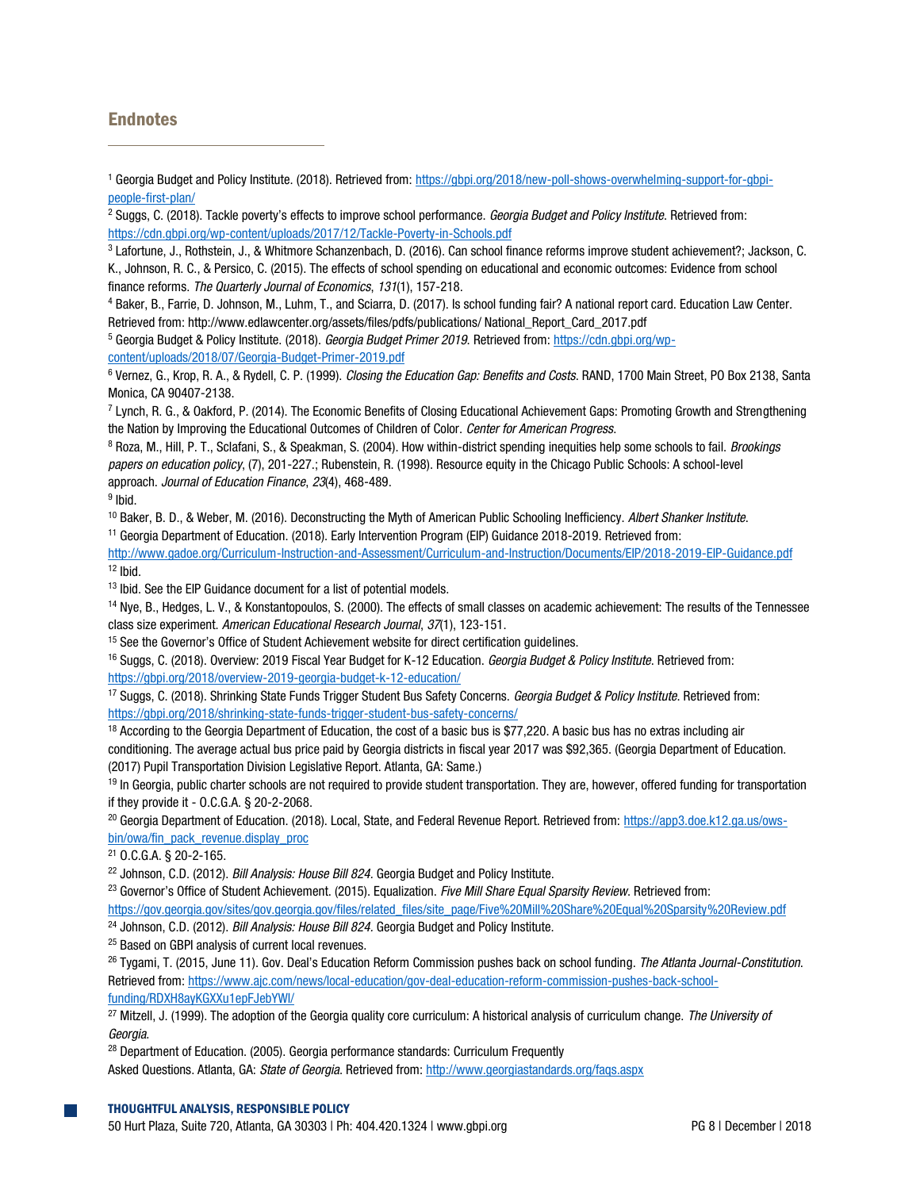## Endnotes

[1] Georgia Budget and Policy Institute. (2018). Retrieved from: https://gbpi.org/2018/new-poll-shows-overwhelming-support-for-gbpi-people-first-plan/

[2] Suggs, C. (2018). Tackle poverty's effects to improve school performance. *Georgia Budget and Policy Institute*. Retrieved from: https://cdn.gbpi.org/wp-content/uploads/2017/12/Tackle-Poverty-in-Schools.pdf

[3] Lafortune, J., Rothstein, J., & Whitmore Schanzenbach, D. (2016). Can school finance reforms improve student achievement?; Jackson, C. K., Johnson, R. C., & Persico, C. (2015). The effects of school spending on educational and economic outcomes: Evidence from school finance reforms. *The Quarterly Journal of Economics*, *131*(1), 157-218.

[4] Baker, B., Farrie, D. Johnson, M., Luhm, T., and Sciarra, D. (2017). Is school funding fair? A national report card. Education Law Center. Retrieved from: http://www.edlawcenter.org/assets/files/pdfs/publications/ National_Report_Card_2017.pdf

[5] Georgia Budget & Policy Institute. (2018). *Georgia Budget Primer 2019*. Retrieved from: https://cdn.gbpi.org/wp-content/uploads/2018/07/Georgia-Budget-Primer-2019.pdf

[6] Vernez, G., Krop, R. A., & Rydell, C. P. (1999). *Closing the Education Gap: Benefits and Costs*. RAND, 1700 Main Street, PO Box 2138, Santa Monica, CA 90407-2138.

[7] Lynch, R. G., & Oakford, P. (2014). The Economic Benefits of Closing Educational Achievement Gaps: Promoting Growth and Strengthening the Nation by Improving the Educational Outcomes of Children of Color. *Center for American Progress*.

[8] Roza, M., Hill, P. T., Sclafani, S., & Speakman, S. (2004). How within-district spending inequities help some schools to fail. *Brookings papers on education policy*, (7), 201-227.; Rubenstein, R. (1998). Resource equity in the Chicago Public Schools: A school-level approach. *Journal of Education Finance*, *23*(4), 468-489.

[9] Ibid.

[10] Baker, B. D., & Weber, M. (2016). Deconstructing the Myth of American Public Schooling Inefficiency. *Albert Shanker Institute*.

[11] Georgia Department of Education. (2018). Early Intervention Program (EIP) Guidance 2018-2019. Retrieved from: http://www.gadoe.org/Curriculum-Instruction-and-Assessment/Curriculum-and-Instruction/Documents/EIP/2018-2019-EIP-Guidance.pdf

[12] Ibid.

[13] Ibid. See the EIP Guidance document for a list of potential models.

[14] Nye, B., Hedges, L. V., & Konstantopoulos, S. (2000). The effects of small classes on academic achievement: The results of the Tennessee class size experiment. *American Educational Research Journal*, *37*(1), 123-151.

[15] See the Governor's Office of Student Achievement website for direct certification guidelines.

[16] Suggs, C. (2018). Overview: 2019 Fiscal Year Budget for K-12 Education. *Georgia Budget & Policy Institute*. Retrieved from: https://gbpi.org/2018/overview-2019-georgia-budget-k-12-education/

[17] Suggs, C. (2018). Shrinking State Funds Trigger Student Bus Safety Concerns. *Georgia Budget & Policy Institute*. Retrieved from: https://gbpi.org/2018/shrinking-state-funds-trigger-student-bus-safety-concerns/

[18] According to the Georgia Department of Education, the cost of a basic bus is $77,220. A basic bus has no extras including air conditioning. The average actual bus price paid by Georgia districts in fiscal year 2017 was $92,365. (Georgia Department of Education. (2017) Pupil Transportation Division Legislative Report. Atlanta, GA: Same.)

[19] In Georgia, public charter schools are not required to provide student transportation. They are, however, offered funding for transportation if they provide it - O.C.G.A. § 20-2-2068.

[20] Georgia Department of Education. (2018). Local, State, and Federal Revenue Report. Retrieved from: https://app3.doe.k12.ga.us/ows-bin/owa/fin_pack_revenue.display_proc

[21] O.C.G.A. § 20-2-165.

[22] Johnson, C.D. (2012). *Bill Analysis: House Bill 824*. Georgia Budget and Policy Institute.

[23] Governor's Office of Student Achievement. (2015). Equalization. *Five Mill Share Equal Sparsity Review*. Retrieved from: https://gov.georgia.gov/sites/gov.georgia.gov/files/related_files/site_page/Five%20Mill%20Share%20Equal%20Sparsity%20Review.pdf

[24] Johnson, C.D. (2012). *Bill Analysis: House Bill 824*. Georgia Budget and Policy Institute.

[25] Based on GBPI analysis of current local revenues.

[26] Tygami, T. (2015, June 11). Gov. Deal's Education Reform Commission pushes back on school funding. *The Atlanta Journal-Constitution*. Retrieved from: https://www.ajc.com/news/local-education/gov-deal-education-reform-commission-pushes-back-school-funding/RDXH8ayKGXXu1epFJebYWI/

[27] Mitzell, J. (1999). The adoption of the Georgia quality core curriculum: A historical analysis of curriculum change. *The University of Georgia*.

[28] Department of Education. (2005). Georgia performance standards: Curriculum Frequently Asked Questions. Atlanta, GA: *State of Georgia*. Retrieved from: http://www.georgiastandards.org/faqs.aspx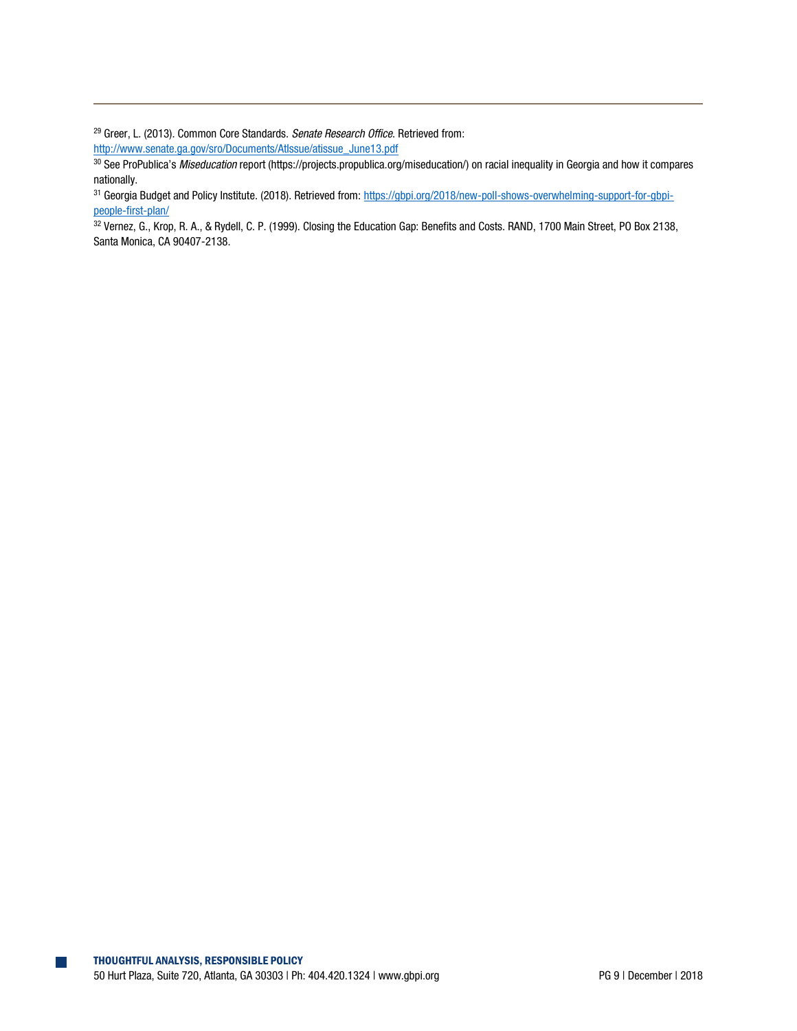[29] Greer, L. (2013). Common Core Standards. *Senate Research Office*. Retrieved from: http://www.senate.ga.gov/sro/Documents/AtIssue/atissue_June13.pdf

[30] See ProPublica's *Miseducation* report (https://projects.propublica.org/miseducation/) on racial inequality in Georgia and how it compares nationally.

[31] Georgia Budget and Policy Institute. (2018). Retrieved from: https://gbpi.org/2018/new-poll-shows-overwhelming-support-for-gbpi-people-first-plan/

[32] Vernez, G., Krop, R. A., & Rydell, C. P. (1999). Closing the Education Gap: Benefits and Costs. RAND, 1700 Main Street, PO Box 2138, Santa Monica, CA 90407-2138.